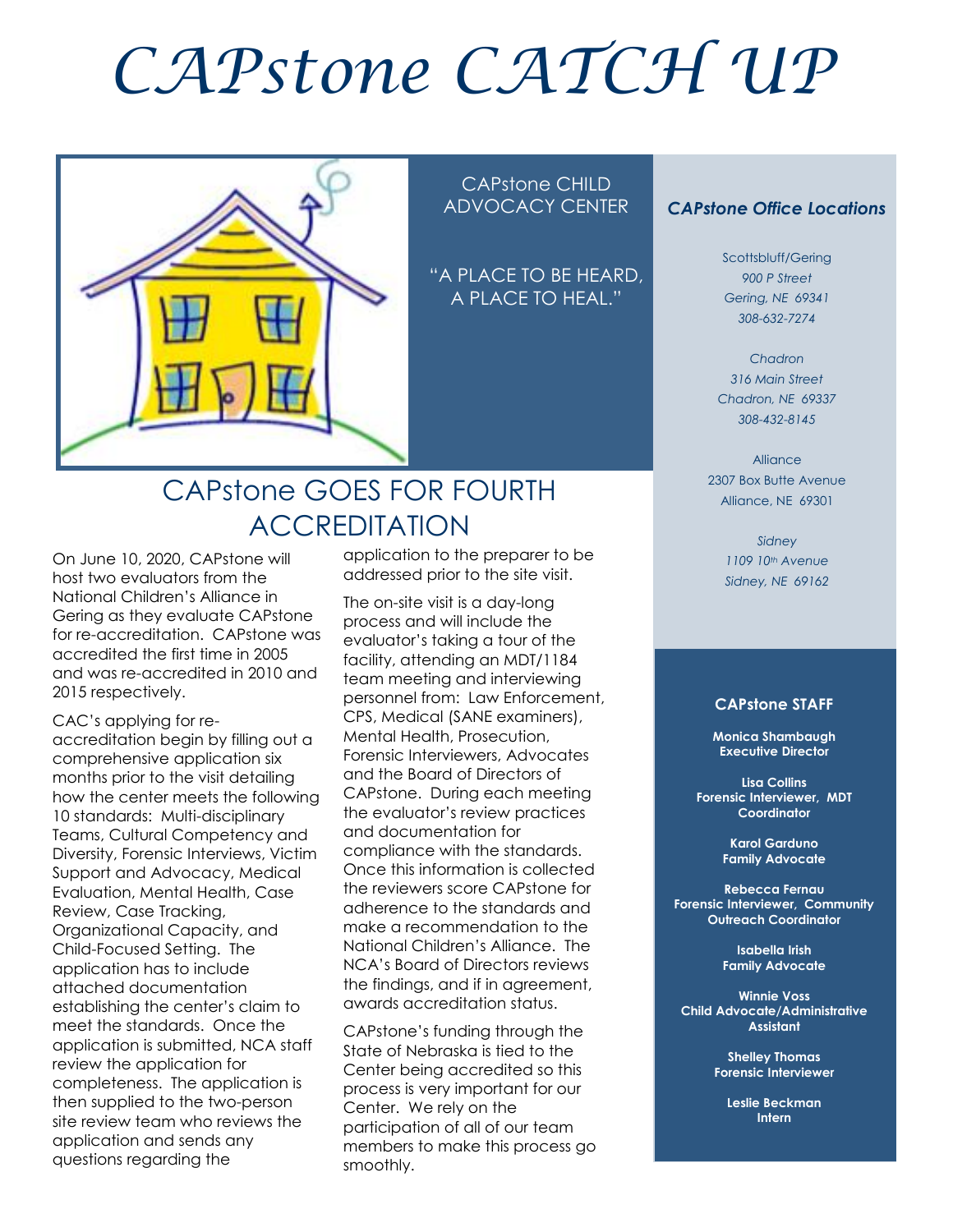# CAPstone CATCH UP

CAPstone CHILD ADVOCACY CENTER

"A PLACE TO BE HEARD, A PLACE TO HEAL."

## CAPstone GOES FOR FOURTH ACCREDITATION

On June 10, 2020, CAPstone will host two evaluators from the National Children's Alliance in Gering as they evaluate CAPstone for re-accreditation. CAPstone was accredited the first time in 2005 and was re-accredited in 2010 and 2015 respectively.

CAC's applying for re-accreditation begin by filling out a comprehensive application six months prior to the visit detailing how the center meets the following 10 standards: Multi-disciplinary Teams, Cultural Competency and Diversity, Forensic Interviews, Victim Support and Advocacy, Medical Evaluation, Mental Health, Case Review, Case Tracking, Organizational Capacity, and Child-Focused Setting. The application has to include attached documentation establishing the center's claim to meet the standards. Once the application is submitted, NCA staff review the application for completeness. The application is then supplied to the two-person site review team who reviews the application and sends any questions regarding the application to the preparer to be addressed prior to the site visit.

The on-site visit is a day-long process and will include the evaluator's taking a tour of the facility, attending an MDT/1184 team meeting and interviewing personnel from: Law Enforcement, CPS, Medical (SANE examiners), Mental Health, Prosecution, Forensic Interviewers, Advocates and the Board of Directors of CAPstone. During each meeting the evaluator's review practices and documentation for compliance with the standards. Once this information is collected the reviewers score CAPstone for adherence to the standards and make a recommendation to the National Children's Alliance. The NCA's Board of Directors reviews the findings, and if in agreement, awards accreditation status.

CAPstone's funding through the State of Nebraska is tied to the Center being accredited so this process is very important for our Center. We rely on the participation of all of our team members to make this process go smoothly.

### *CAPstone Office Locations*

Scottsbluff/Gering
*900 P Street*
*Gering, NE 69341*
*308-632-7274*

*Chadron*
*316 Main Street*
*Chadron, NE 69337*
*308-432-8145*

Alliance
2307 Box Butte Avenue
Alliance, NE 69301

*Sidney*
*1109 10th Avenue*
*Sidney, NE 69162*

### CAPstone STAFF

**Monica Shambaugh**
**Executive Director**

**Lisa Collins**
**Forensic Interviewer, MDT Coordinator**

**Karol Garduno**
**Family Advocate**

**Rebecca Fernau**
**Forensic Interviewer, Community Outreach Coordinator**

**Isabella Irish**
**Family Advocate**

**Winnie Voss**
**Child Advocate/Administrative Assistant**

**Shelley Thomas**
**Forensic Interviewer**

**Leslie Beckman**
**Intern**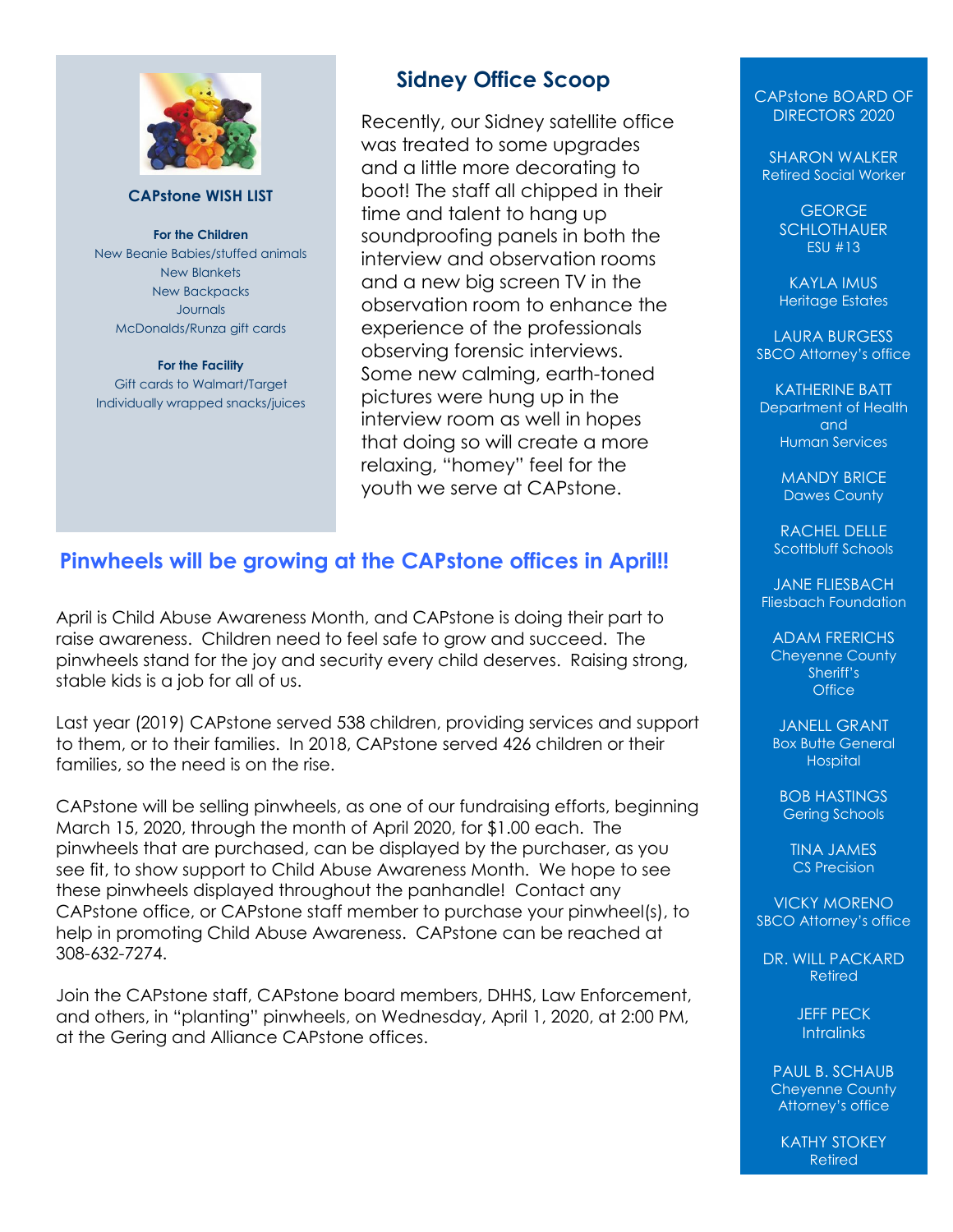## CAPstone WISH LIST

**For the Children**

New Beanie Babies/stuffed animals
New Blankets
New Backpacks
Journals
McDonalds/Runza gift cards

**For the Facility**

Gift cards to Walmart/Target
Individually wrapped snacks/juices

## Sidney Office Scoop

Recently, our Sidney satellite office was treated to some upgrades and a little more decorating to boot! The staff all chipped in their time and talent to hang up soundproofing panels in both the interview and observation rooms and a new big screen TV in the observation room to enhance the experience of the professionals observing forensic interviews. Some new calming, earth-toned pictures were hung up in the interview room as well in hopes that doing so will create a more relaxing, "homey" feel for the youth we serve at CAPstone.

## Pinwheels will be growing at the CAPstone offices in April!!

April is Child Abuse Awareness Month, and CAPstone is doing their part to raise awareness. Children need to feel safe to grow and succeed. The pinwheels stand for the joy and security every child deserves. Raising strong, stable kids is a job for all of us.

Last year (2019) CAPstone served 538 children, providing services and support to them, or to their families. In 2018, CAPstone served 426 children or their families, so the need is on the rise.

CAPstone will be selling pinwheels, as one of our fundraising efforts, beginning March 15, 2020, through the month of April 2020, for $1.00 each. The pinwheels that are purchased, can be displayed by the purchaser, as you see fit, to show support to Child Abuse Awareness Month. We hope to see these pinwheels displayed throughout the panhandle! Contact any CAPstone office, or CAPstone staff member to purchase your pinwheel(s), to help in promoting Child Abuse Awareness. CAPstone can be reached at 308-632-7274.

Join the CAPstone staff, CAPstone board members, DHHS, Law Enforcement, and others, in "planting" pinwheels, on Wednesday, April 1, 2020, at 2:00 PM, at the Gering and Alliance CAPstone offices.

### CAPstone BOARD OF DIRECTORS 2020

SHARON WALKER
Retired Social Worker

GEORGE SCHLOTHAUER
ESU #13

KAYLA IMUS
Heritage Estates

LAURA BURGESS
SBCO Attorney's office

KATHERINE BATT
Department of Health and Human Services

MANDY BRICE
Dawes County

RACHEL DELLE
Scottbluff Schools

JANE FLIESBACH
Fliesbach Foundation

ADAM FRERICHS
Cheyenne County Sheriff's Office

JANELL GRANT
Box Butte General Hospital

BOB HASTINGS
Gering Schools

TINA JAMES
CS Precision

VICKY MORENO
SBCO Attorney's office

DR. WILL PACKARD
Retired

JEFF PECK
Intralinks

PAUL B. SCHAUB
Cheyenne County Attorney's office

KATHY STOKEY
Retired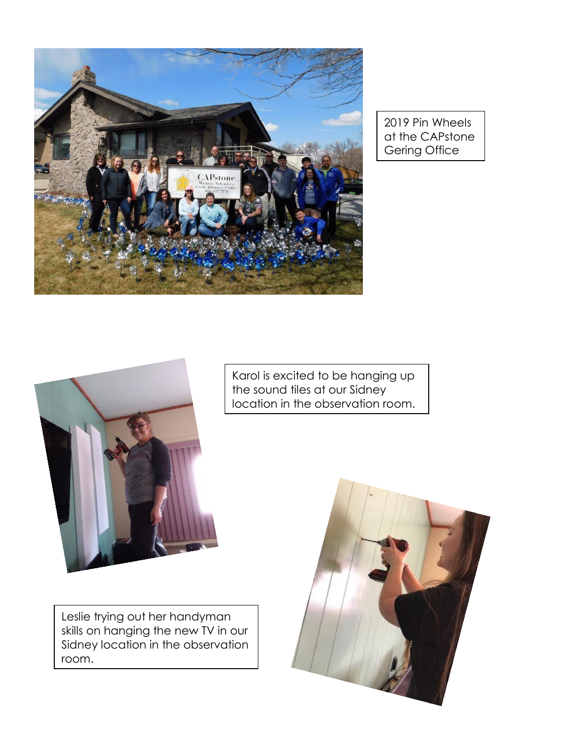2019 Pin Wheels at the CAPstone Gering Office

Karol is excited to be hanging up the sound tiles at our Sidney location in the observation room.

Leslie trying out her handyman skills on hanging the new TV in our Sidney location in the observation room.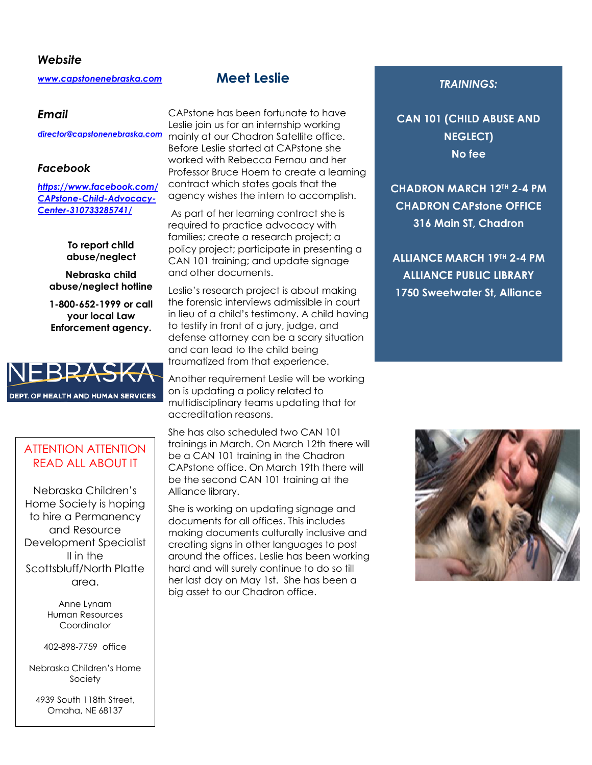***Website***

[www.capstonenebraska.com](http://www.capstonenebraska.com)

***Email***

[director@capstonenebraska.com](mailto:director@capstonenebraska.com)

***Facebook***

[https://www.facebook.com/CAPstone-Child-Advocacy-Center-310733285741/](https://www.facebook.com/CAPstone-Child-Advocacy-Center-310733285741/)

**To report child abuse/neglect**

**Nebraska child abuse/neglect hotline**

**1-800-652-1999 or call your local Law Enforcement agency.**

NEBRASKA

DEPT. OF HEALTH AND HUMAN SERVICES

ATTENTION ATTENTION READ ALL ABOUT IT

Nebraska Children's Home Society is hoping to hire a Permanency and Resource Development Specialist II in the Scottsbluff/North Platte area.

Anne Lynam
Human Resources Coordinator

402-898-7759 office

Nebraska Children's Home Society

4939 South 118th Street,
Omaha, NE 68137

## Meet Leslie

CAPstone has been fortunate to have Leslie join us for an internship working mainly at our Chadron Satellite office. Before Leslie started at CAPstone she worked with Rebecca Fernau and her Professor Bruce Hoem to create a learning contract which states goals that the agency wishes the intern to accomplish.

As part of her learning contract she is required to practice advocacy with families; create a research project; a policy project; participate in presenting a CAN 101 training; and update signage and other documents.

Leslie's research project is about making the forensic interviews admissible in court in lieu of a child's testimony. A child having to testify in front of a jury, judge, and defense attorney can be a scary situation and can lead to the child being traumatized from that experience.

Another requirement Leslie will be working on is updating a policy related to multidisciplinary teams updating that for accreditation reasons.

She has also scheduled two CAN 101 trainings in March. On March 12th there will be a CAN 101 training in the Chadron CAPstone office. On March 19th there will be the second CAN 101 training at the Alliance library.

She is working on updating signage and documents for all offices. This includes making documents culturally inclusive and creating signs in other languages to post around the offices. Leslie has been working hard and will surely continue to do so till her last day on May 1st. She has been a big asset to our Chadron office.

***TRAININGS:***

**CAN 101 (CHILD ABUSE AND NEGLECT)**
**No fee**

**CHADRON MARCH 12TH 2-4 PM**
**CHADRON CAPstone OFFICE**
**316 Main ST, Chadron**

**ALLIANCE MARCH 19TH 2-4 PM**
**ALLIANCE PUBLIC LIBRARY**
**1750 Sweetwater St, Alliance**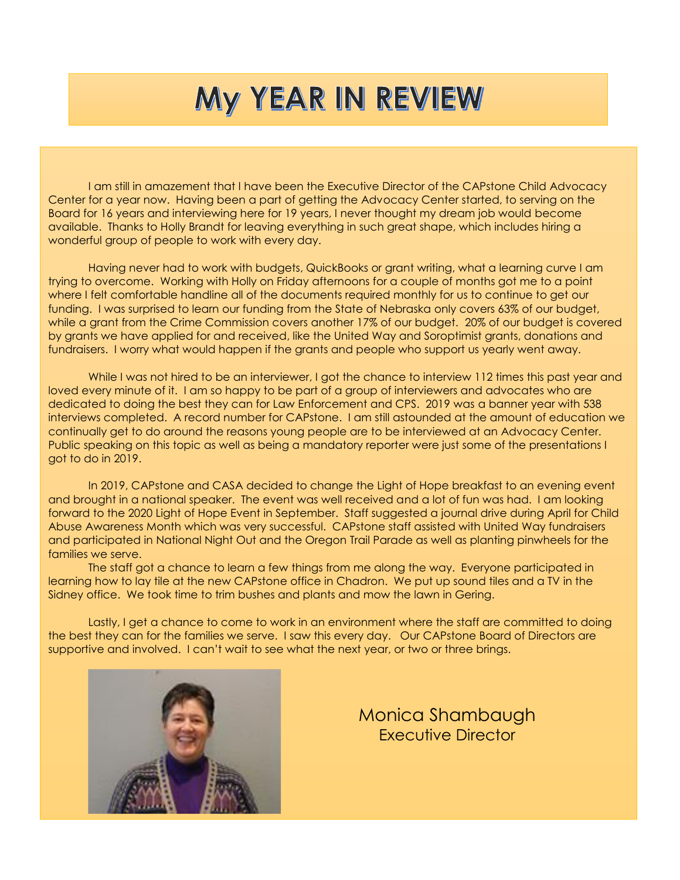# My YEAR IN REVIEW

I am still in amazement that I have been the Executive Director of the CAPstone Child Advocacy Center for a year now. Having been a part of getting the Advocacy Center started, to serving on the Board for 16 years and interviewing here for 19 years, I never thought my dream job would become available. Thanks to Holly Brandt for leaving everything in such great shape, which includes hiring a wonderful group of people to work with every day.

Having never had to work with budgets, QuickBooks or grant writing, what a learning curve I am trying to overcome. Working with Holly on Friday afternoons for a couple of months got me to a point where I felt comfortable handline all of the documents required monthly for us to continue to get our funding. I was surprised to learn our funding from the State of Nebraska only covers 63% of our budget, while a grant from the Crime Commission covers another 17% of our budget. 20% of our budget is covered by grants we have applied for and received, like the United Way and Soroptimist grants, donations and fundraisers. I worry what would happen if the grants and people who support us yearly went away.

While I was not hired to be an interviewer, I got the chance to interview 112 times this past year and loved every minute of it. I am so happy to be part of a group of interviewers and advocates who are dedicated to doing the best they can for Law Enforcement and CPS. 2019 was a banner year with 538 interviews completed. A record number for CAPstone. I am still astounded at the amount of education we continually get to do around the reasons young people are to be interviewed at an Advocacy Center. Public speaking on this topic as well as being a mandatory reporter were just some of the presentations I got to do in 2019.

In 2019, CAPstone and CASA decided to change the Light of Hope breakfast to an evening event and brought in a national speaker. The event was well received and a lot of fun was had. I am looking forward to the 2020 Light of Hope Event in September. Staff suggested a journal drive during April for Child Abuse Awareness Month which was very successful. CAPstone staff assisted with United Way fundraisers and participated in National Night Out and the Oregon Trail Parade as well as planting pinwheels for the families we serve.

The staff got a chance to learn a few things from me along the way. Everyone participated in learning how to lay tile at the new CAPstone office in Chadron. We put up sound tiles and a TV in the Sidney office. We took time to trim bushes and plants and mow the lawn in Gering.

Lastly, I get a chance to come to work in an environment where the staff are committed to doing the best they can for the families we serve. I saw this every day. Our CAPstone Board of Directors are supportive and involved. I can't wait to see what the next year, or two or three brings.

Monica Shambaugh
Executive Director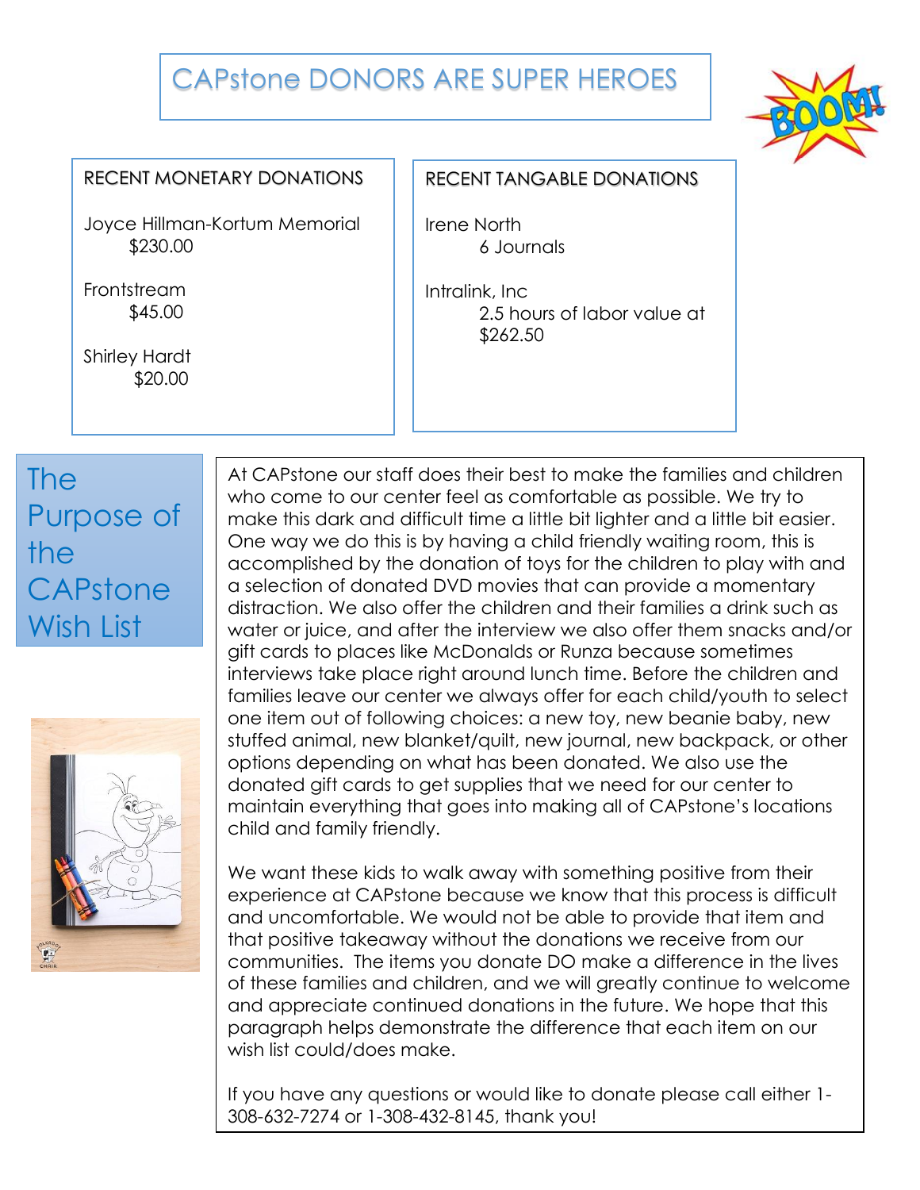# CAPstone DONORS ARE SUPER HEROES

## RECENT MONETARY DONATIONS

Joyce Hillman-Kortum Memorial
$230.00

Frontstream
$45.00

Shirley Hardt
$20.00

## RECENT TANGABLE DONATIONS

Irene North
6 Journals

Intralink, Inc
2.5 hours of labor value at $262.50

## The Purpose of the CAPstone Wish List

At CAPstone our staff does their best to make the families and children who come to our center feel as comfortable as possible. We try to make this dark and difficult time a little bit lighter and a little bit easier. One way we do this is by having a child friendly waiting room, this is accomplished by the donation of toys for the children to play with and a selection of donated DVD movies that can provide a momentary distraction. We also offer the children and their families a drink such as water or juice, and after the interview we also offer them snacks and/or gift cards to places like McDonalds or Runza because sometimes interviews take place right around lunch time. Before the children and families leave our center we always offer for each child/youth to select one item out of following choices: a new toy, new beanie baby, new stuffed animal, new blanket/quilt, new journal, new backpack, or other options depending on what has been donated. We also use the donated gift cards to get supplies that we need for our center to maintain everything that goes into making all of CAPstone's locations child and family friendly.

We want these kids to walk away with something positive from their experience at CAPstone because we know that this process is difficult and uncomfortable. We would not be able to provide that item and that positive takeaway without the donations we receive from our communities. The items you donate DO make a difference in the lives of these families and children, and we will greatly continue to welcome and appreciate continued donations in the future. We hope that this paragraph helps demonstrate the difference that each item on our wish list could/does make.

If you have any questions or would like to donate please call either 1-308-632-7274 or 1-308-432-8145, thank you!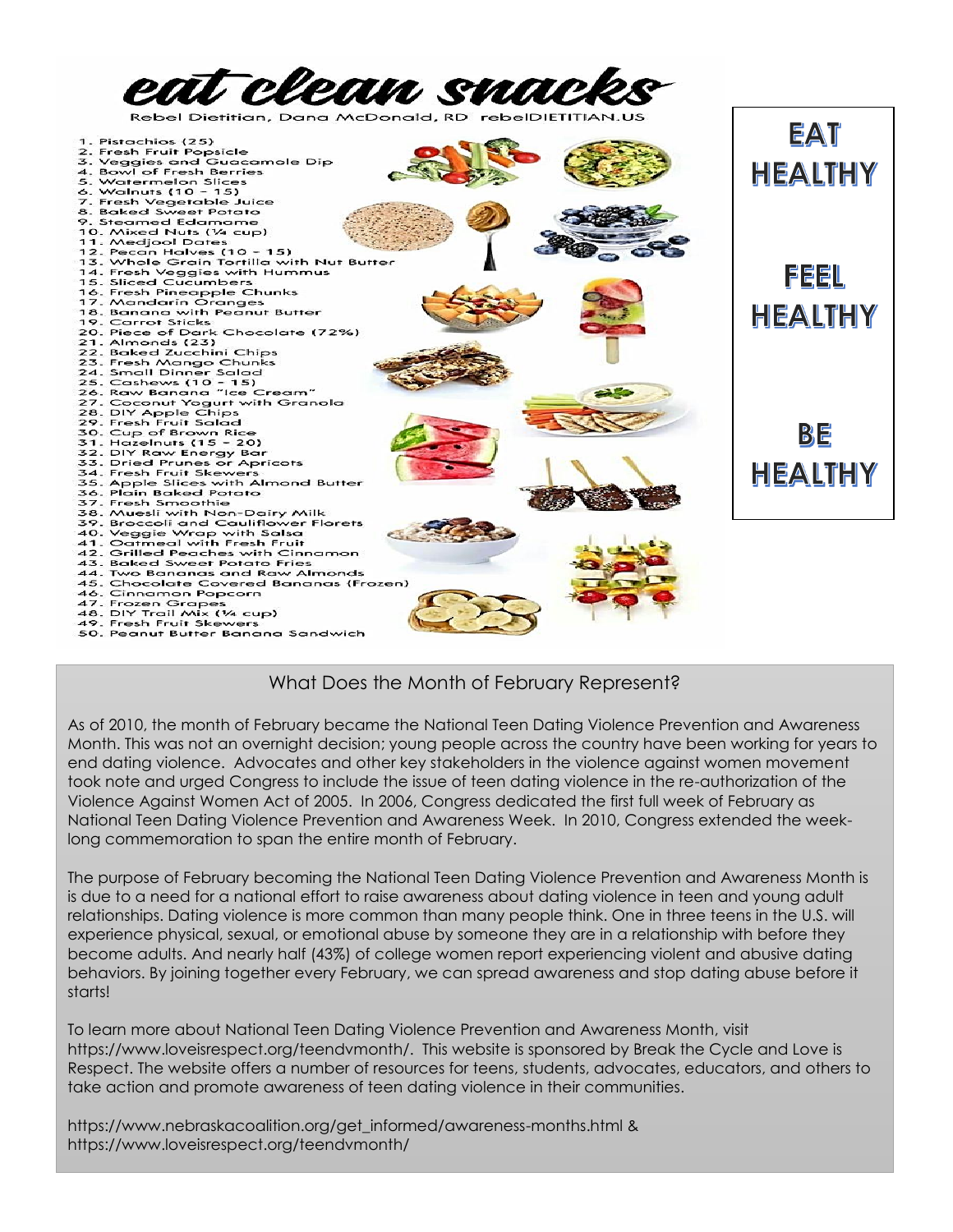# eat clean snacks

Rebel Dietitian, Dana McDonald, RD rebelDIETITIAN.US

1. Pistachios (25)
2. Fresh Fruit Popsicle
3. Veggies and Guacamole Dip
4. Bowl of Fresh Berries
5. Watermelon Slices
6. Walnuts (10 – 15)
7. Fresh Vegetable Juice
8. Baked Sweet Potato
9. Steamed Edamame
10. Mixed Nuts (¼ cup)
11. Medjool Dates
12. Pecan Halves (10 – 15)
13. Whole Grain Tortilla with Nut Butter
14. Fresh Veggies with Hummus
15. Sliced Cucumbers
16. Fresh Pineapple Chunks
17. Mandarin Oranges
18. Banana with Peanut Butter
19. Carrot Sticks
20. Piece of Dark Chocolate (72%)
21. Almonds (23)
22. Baked Zucchini Chips
23. Fresh Mango Chunks
24. Small Dinner Salad
25. Cashews (10 – 15)
26. Raw Banana "Ice Cream"
27. Coconut Yogurt with Granola
28. DIY Apple Chips
29. Fresh Fruit Salad
30. Cup of Brown Rice
31. Hazelnuts (15 – 20)
32. DIY Raw Energy Bar
33. Dried Prunes or Apricots
34. Fresh Fruit Skewers
35. Apple Slices with Almond Butter
36. Plain Baked Potato
37. Fresh Smoothie
38. Muesli with Non-Dairy Milk
39. Broccoli and Cauliflower Florets
40. Veggie Wrap with Salsa
41. Oatmeal with Fresh Fruit
42. Grilled Peaches with Cinnamon
43. Baked Sweet Potato Fries
44. Two Bananas and Raw Almonds
45. Chocolate Covered Bananas (Frozen)
46. Cinnamon Popcorn
47. Frozen Grapes
48. DIY Trail Mix (¼ cup)
49. Fresh Fruit Skewers
50. Peanut Butter Banana Sandwich

**EAT HEALTHY**

**FEEL HEALTHY**

**BE HEALTHY**

## What Does the Month of February Represent?

As of 2010, the month of February became the National Teen Dating Violence Prevention and Awareness Month. This was not an overnight decision; young people across the country have been working for years to end dating violence. Advocates and other key stakeholders in the violence against women movement took note and urged Congress to include the issue of teen dating violence in the re-authorization of the Violence Against Women Act of 2005. In 2006, Congress dedicated the first full week of February as National Teen Dating Violence Prevention and Awareness Week. In 2010, Congress extended the week-long commemoration to span the entire month of February.

The purpose of February becoming the National Teen Dating Violence Prevention and Awareness Month is is due to a need for a national effort to raise awareness about dating violence in teen and young adult relationships. Dating violence is more common than many people think. One in three teens in the U.S. will experience physical, sexual, or emotional abuse by someone they are in a relationship with before they become adults. And nearly half (43%) of college women report experiencing violent and abusive dating behaviors. By joining together every February, we can spread awareness and stop dating abuse before it starts!

To learn more about National Teen Dating Violence Prevention and Awareness Month, visit https://www.loveisrespect.org/teendvmonth/. This website is sponsored by Break the Cycle and Love is Respect. The website offers a number of resources for teens, students, advocates, educators, and others to take action and promote awareness of teen dating violence in their communities.

https://www.nebraskacoalition.org/get_informed/awareness-months.html &
https://www.loveisrespect.org/teendvmonth/